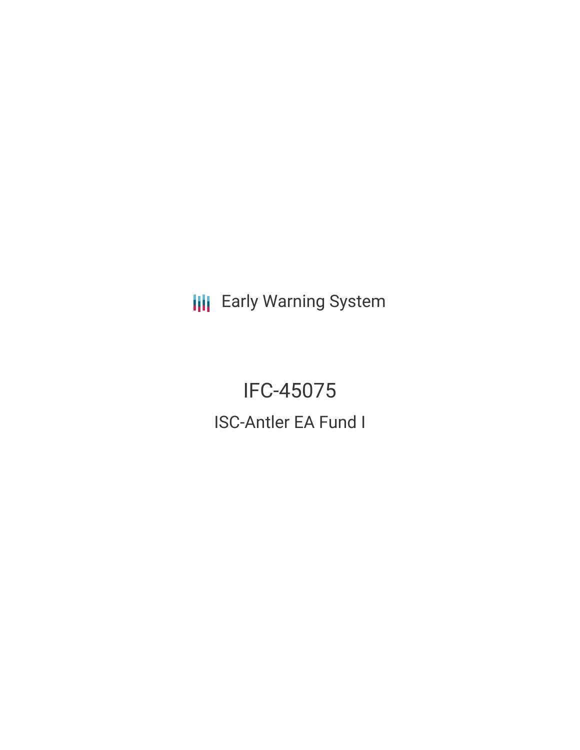Early Warning System

# IFC-45075

## ISC-Antler EA Fund I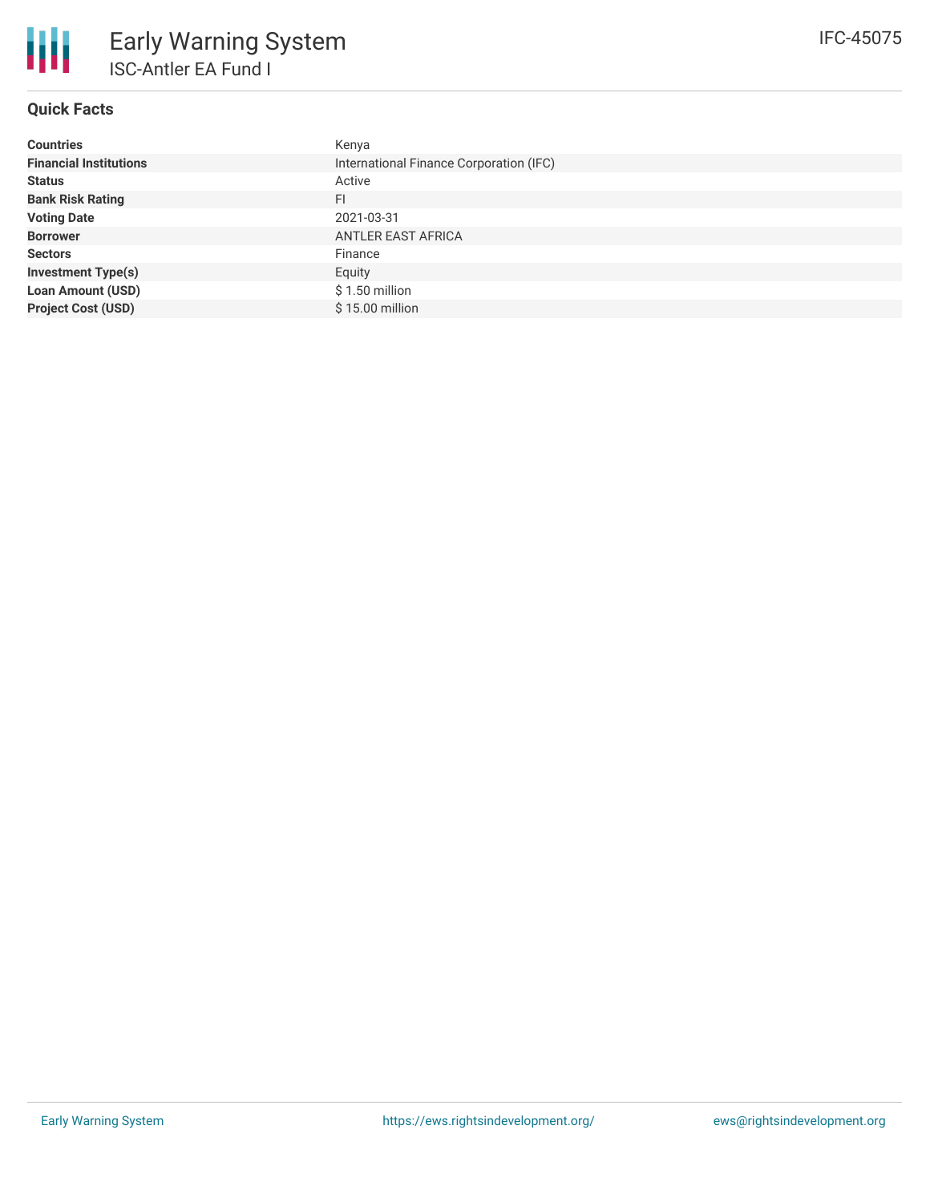# Early Warning System

## ISC-Antler EA Fund I

IFC-45075

### Quick Facts

| | |
|---|---|
| **Countries** | Kenya |
| **Financial Institutions** | International Finance Corporation (IFC) |
| **Status** | Active |
| **Bank Risk Rating** | FI |
| **Voting Date** | 2021-03-31 |
| **Borrower** | ANTLER EAST AFRICA |
| **Sectors** | Finance |
| **Investment Type(s)** | Equity |
| **Loan Amount (USD)** | $ 1.50 million |
| **Project Cost (USD)** | $ 15.00 million |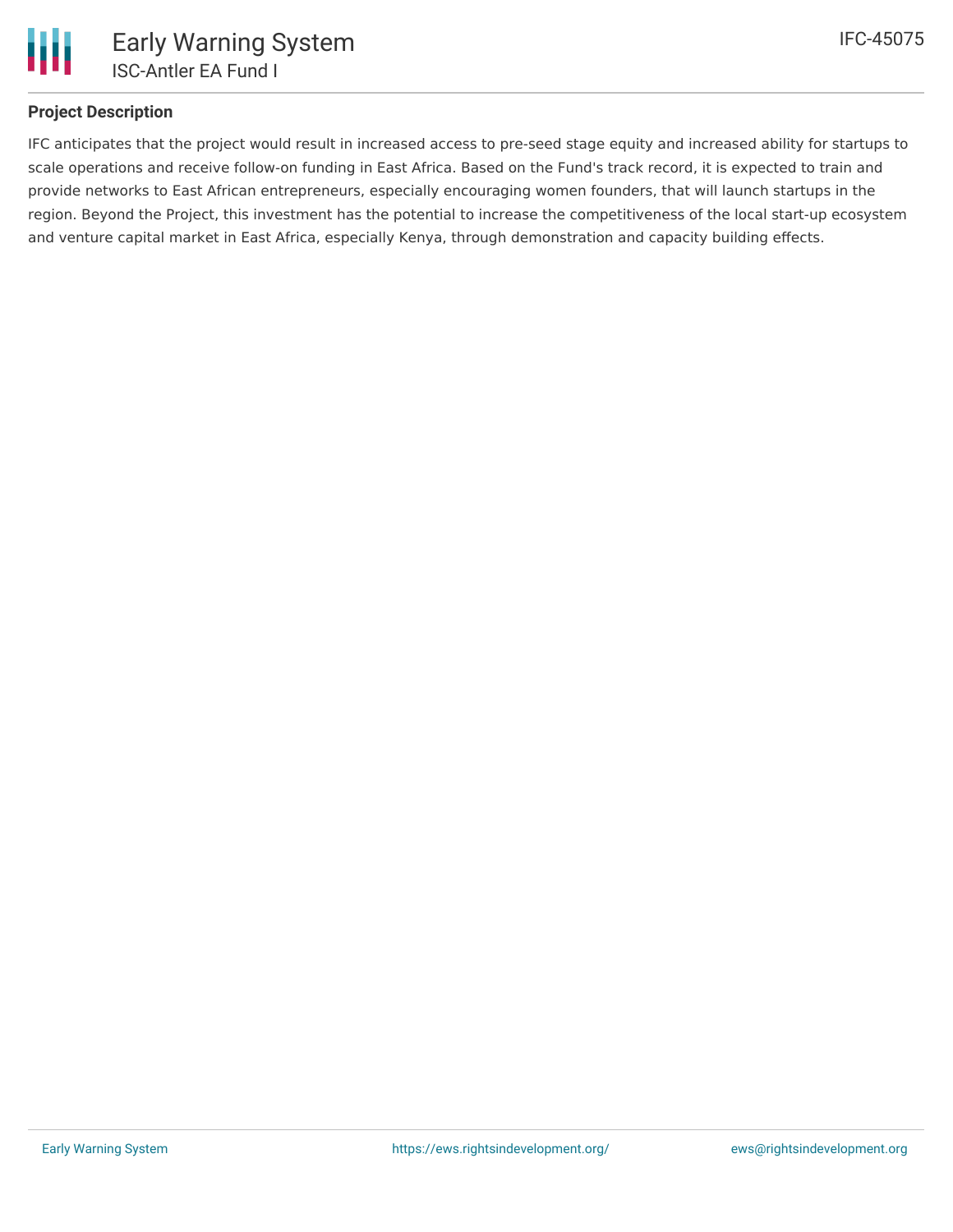## Project Description

IFC anticipates that the project would result in increased access to pre-seed stage equity and increased ability for startups to scale operations and receive follow-on funding in East Africa. Based on the Fund's track record, it is expected to train and provide networks to East African entrepreneurs, especially encouraging women founders, that will launch startups in the region. Beyond the Project, this investment has the potential to increase the competitiveness of the local start-up ecosystem and venture capital market in East Africa, especially Kenya, through demonstration and capacity building effects.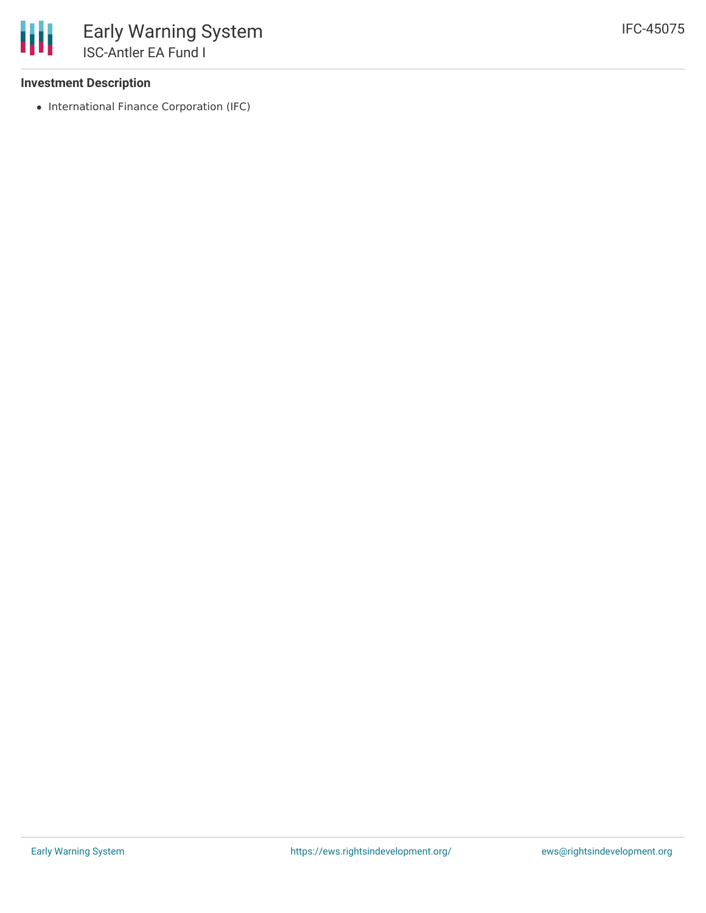### Investment Description

- International Finance Corporation (IFC)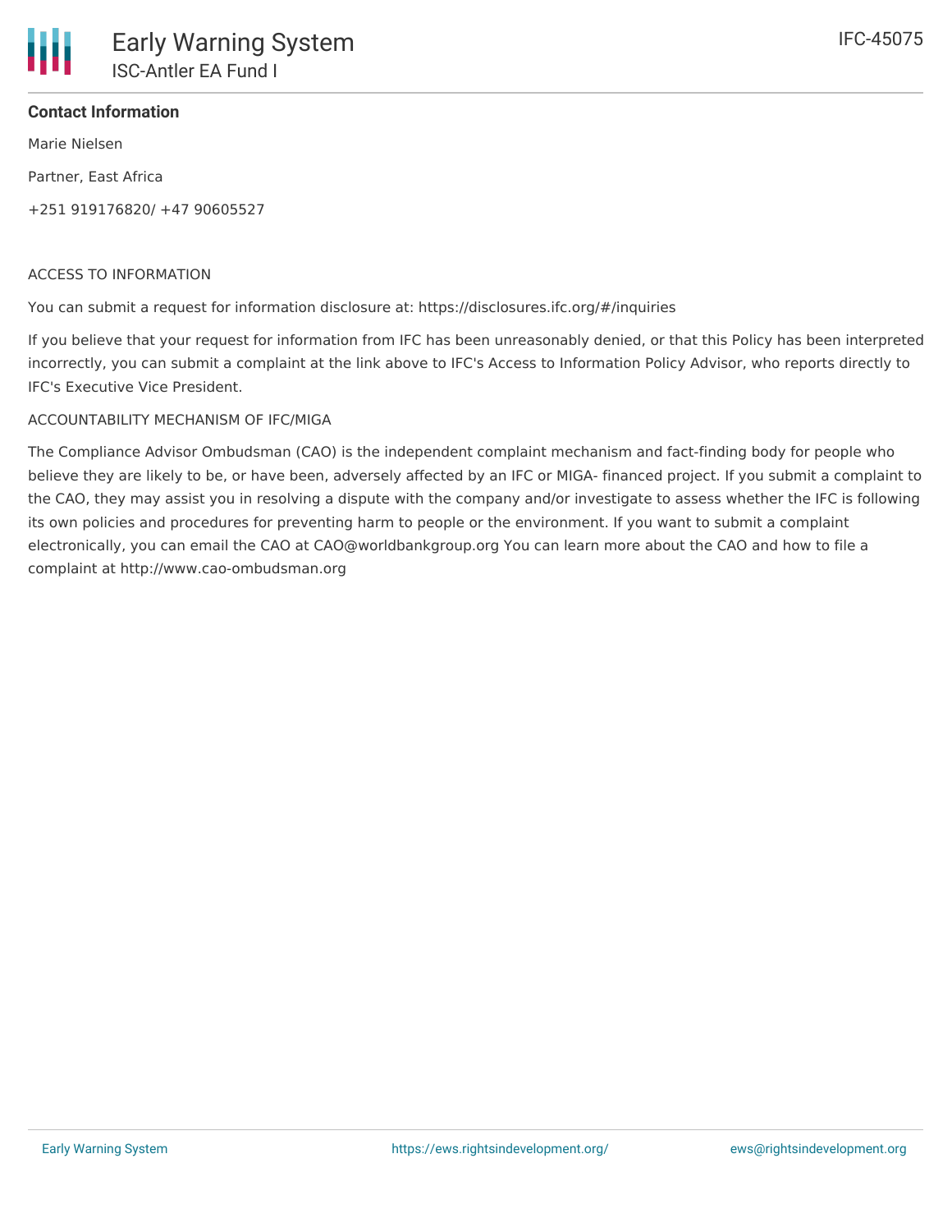**Contact Information**

Marie Nielsen

Partner, East Africa

+251 919176820/ +47 90605527

ACCESS TO INFORMATION

You can submit a request for information disclosure at: https://disclosures.ifc.org/#/inquiries

If you believe that your request for information from IFC has been unreasonably denied, or that this Policy has been interpreted incorrectly, you can submit a complaint at the link above to IFC's Access to Information Policy Advisor, who reports directly to IFC's Executive Vice President.

ACCOUNTABILITY MECHANISM OF IFC/MIGA

The Compliance Advisor Ombudsman (CAO) is the independent complaint mechanism and fact-finding body for people who believe they are likely to be, or have been, adversely affected by an IFC or MIGA- financed project. If you submit a complaint to the CAO, they may assist you in resolving a dispute with the company and/or investigate to assess whether the IFC is following its own policies and procedures for preventing harm to people or the environment. If you want to submit a complaint electronically, you can email the CAO at CAO@worldbankgroup.org You can learn more about the CAO and how to file a complaint at http://www.cao-ombudsman.org